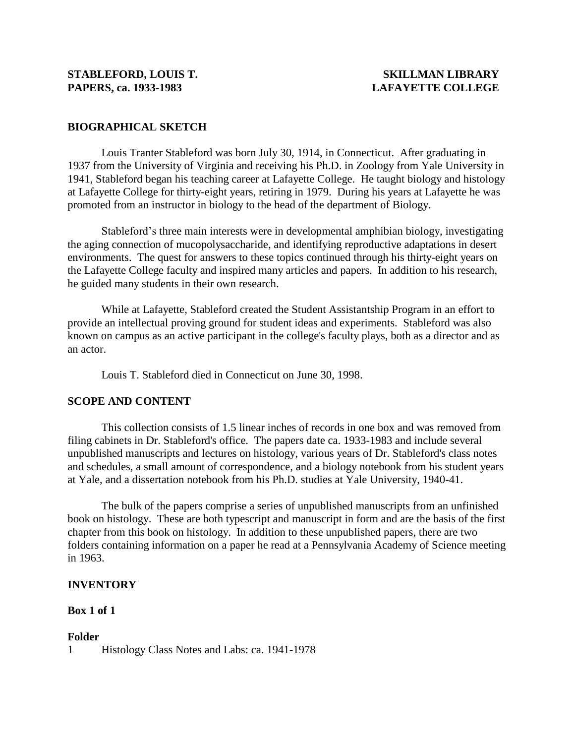**STABLEFORD, LOUIS T.**
**PAPERS, ca. 1933-1983**

**SKILLMAN LIBRARY**
**LAFAYETTE COLLEGE**

## BIOGRAPHICAL SKETCH

Louis Tranter Stableford was born July 30, 1914, in Connecticut. After graduating in 1937 from the University of Virginia and receiving his Ph.D. in Zoology from Yale University in 1941, Stableford began his teaching career at Lafayette College. He taught biology and histology at Lafayette College for thirty-eight years, retiring in 1979. During his years at Lafayette he was promoted from an instructor in biology to the head of the department of Biology.

Stableford's three main interests were in developmental amphibian biology, investigating the aging connection of mucopolysaccharide, and identifying reproductive adaptations in desert environments. The quest for answers to these topics continued through his thirty-eight years on the Lafayette College faculty and inspired many articles and papers. In addition to his research, he guided many students in their own research.

While at Lafayette, Stableford created the Student Assistantship Program in an effort to provide an intellectual proving ground for student ideas and experiments. Stableford was also known on campus as an active participant in the college's faculty plays, both as a director and as an actor.

Louis T. Stableford died in Connecticut on June 30, 1998.

## SCOPE AND CONTENT

This collection consists of 1.5 linear inches of records in one box and was removed from filing cabinets in Dr. Stableford's office. The papers date ca. 1933-1983 and include several unpublished manuscripts and lectures on histology, various years of Dr. Stableford's class notes and schedules, a small amount of correspondence, and a biology notebook from his student years at Yale, and a dissertation notebook from his Ph.D. studies at Yale University, 1940-41.

The bulk of the papers comprise a series of unpublished manuscripts from an unfinished book on histology. These are both typescript and manuscript in form and are the basis of the first chapter from this book on histology. In addition to these unpublished papers, there are two folders containing information on a paper he read at a Pennsylvania Academy of Science meeting in 1963.

## INVENTORY

**Box 1 of 1**

**Folder**

1 Histology Class Notes and Labs: ca. 1941-1978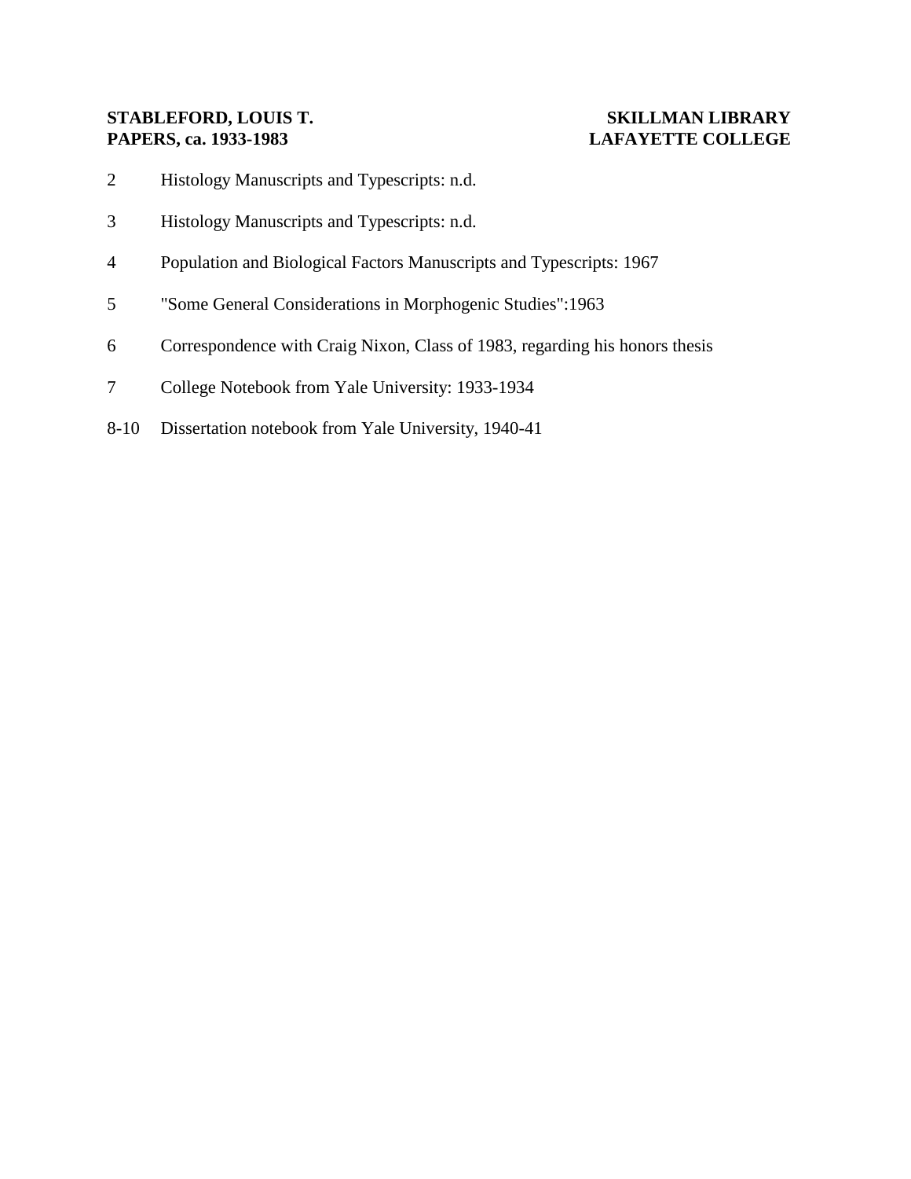| | |
|---|---|
| 2 | Histology Manuscripts and Typescripts: n.d. |
| 3 | Histology Manuscripts and Typescripts: n.d. |
| 4 | Population and Biological Factors Manuscripts and Typescripts: 1967 |
| 5 | "Some General Considerations in Morphogenic Studies":1963 |
| 6 | Correspondence with Craig Nixon, Class of 1983, regarding his honors thesis |
| 7 | College Notebook from Yale University: 1933-1934 |
| 8-10 | Dissertation notebook from Yale University, 1940-41 |